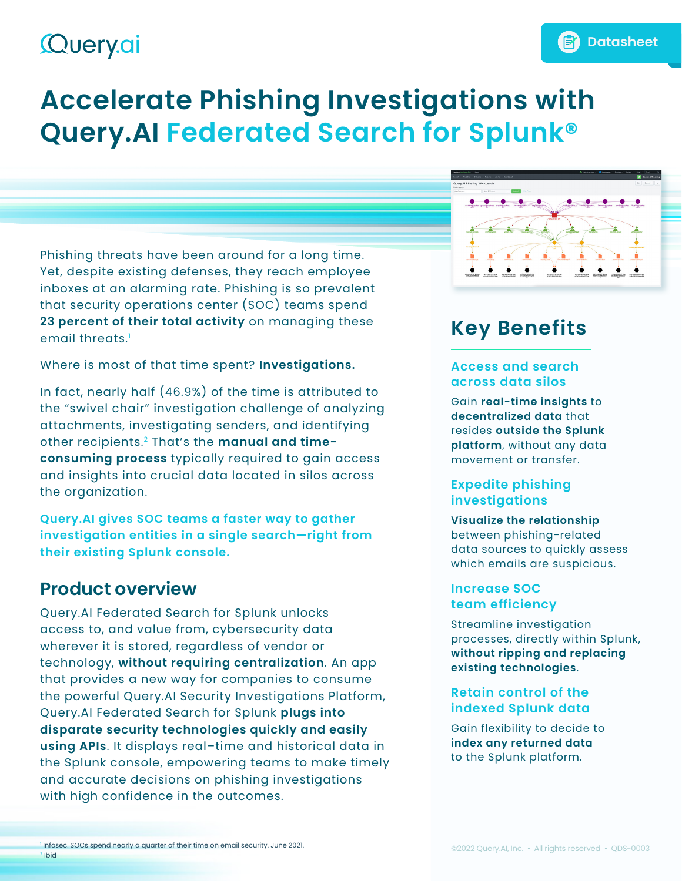Query.ai

Datasheet

# Accelerate Phishing Investigations with Query.AI Federated Search for Splunk®

Phishing threats have been around for a long time. Yet, despite existing defenses, they reach employee inboxes at an alarming rate. Phishing is so prevalent that security operations center (SOC) teams spend **23 percent of their total activity** on managing these email threats.[1]

Where is most of that time spent? **Investigations.**

In fact, nearly half (46.9%) of the time is attributed to the "swivel chair" investigation challenge of analyzing attachments, investigating senders, and identifying other recipients.[2] That's the **manual and time-consuming process** typically required to gain access and insights into crucial data located in silos across the organization.

**Query.AI gives SOC teams a faster way to gather investigation entities in a single search—right from their existing Splunk console.**

## Product overview

Query.AI Federated Search for Splunk unlocks access to, and value from, cybersecurity data wherever it is stored, regardless of vendor or technology, **without requiring centralization**. An app that provides a new way for companies to consume the powerful Query.AI Security Investigations Platform, Query.AI Federated Search for Splunk **plugs into disparate security technologies quickly and easily using APIs**. It displays real-time and historical data in the Splunk console, empowering teams to make timely and accurate decisions on phishing investigations with high confidence in the outcomes.

## Key Benefits

### Access and search across data silos

Gain **real-time insights** to **decentralized data** that resides **outside the Splunk platform**, without any data movement or transfer.

### Expedite phishing investigations

**Visualize the relationship** between phishing-related data sources to quickly assess which emails are suspicious.

### Increase SOC team efficiency

Streamline investigation processes, directly within Splunk, **without ripping and replacing existing technologies**.

### Retain control of the indexed Splunk data

Gain flexibility to decide to **index any returned data** to the Splunk platform.

[1] Infosec. SOCs spend nearly a quarter of their time on email security. June 2021.
[2] Ibid

©2022 Query.AI, Inc. • All rights reserved • QDS-0003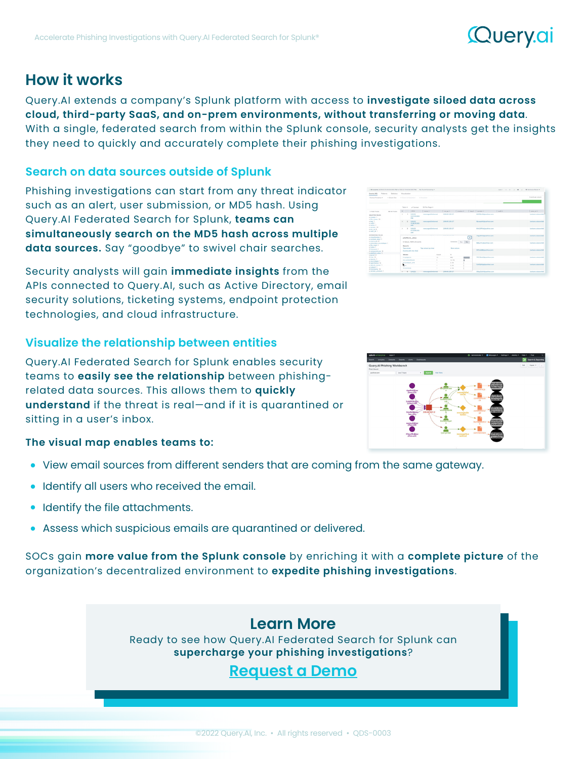## How it works

Query.AI extends a company's Splunk platform with access to **investigate siloed data across cloud, third-party SaaS, and on-prem environments, without transferring or moving data**. With a single, federated search from within the Splunk console, security analysts get the insights they need to quickly and accurately complete their phishing investigations.

### Search on data sources outside of Splunk

Phishing investigations can start from any threat indicator such as an alert, user submission, or MD5 hash. Using Query.AI Federated Search for Splunk, **teams can simultaneously search on the MD5 hash across multiple data sources.** Say "goodbye" to swivel chair searches.

Security analysts will gain **immediate insights** from the APIs connected to Query.AI, such as Active Directory, email security solutions, ticketing systems, endpoint protection technologies, and cloud infrastructure.

### Visualize the relationship between entities

Query.AI Federated Search for Splunk enables security teams to **easily see the relationship** between phishing-related data sources. This allows them to **quickly understand** if the threat is real—and if it is quarantined or sitting in a user's inbox.

**The visual map enables teams to:**

- View email sources from different senders that are coming from the same gateway.
- Identify all users who received the email.
- Identify the file attachments.
- Assess which suspicious emails are quarantined or delivered.

SOCs gain **more value from the Splunk console** by enriching it with a **complete picture** of the organization's decentralized environment to **expedite phishing investigations**.

## Learn More

Ready to see how Query.AI Federated Search for Splunk can **supercharge your phishing investigations**?

[Request a Demo]

©2022 Query.AI, Inc. • All rights reserved • QDS-0003